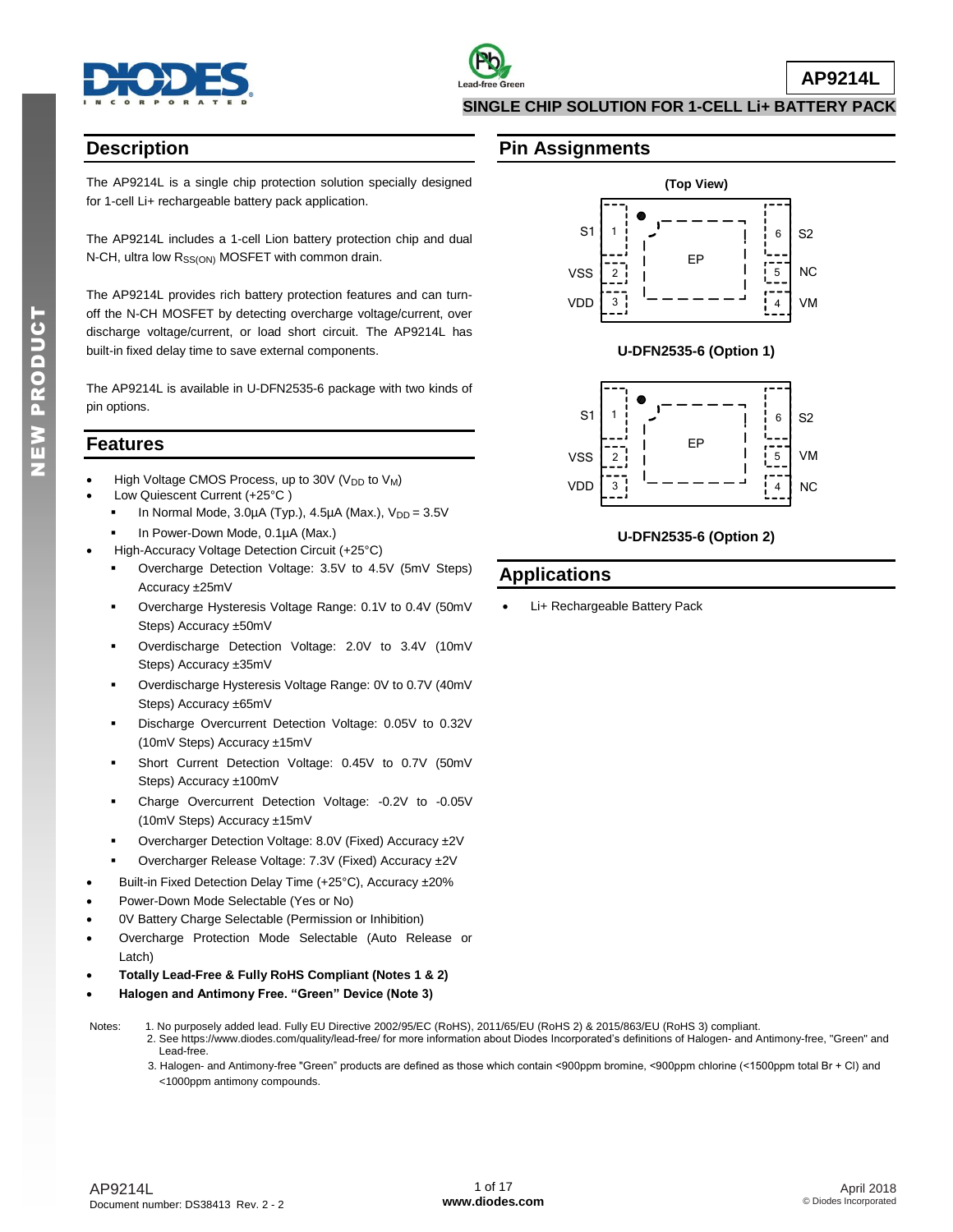# AP9214L

## SINGLE CHIP SOLUTION FOR 1-CELL Li+ BATTERY PACK

## Description

The AP9214L is a single chip protection solution specially designed for 1-cell Li+ rechargeable battery pack application.

The AP9214L includes a 1-cell Lion battery protection chip and dual N-CH, ultra low $R_{SS(ON)}$ MOSFET with common drain.

The AP9214L provides rich battery protection features and can turn-off the N-CH MOSFET by detecting overcharge voltage/current, over discharge voltage/current, or load short circuit. The AP9214L has built-in fixed delay time to save external components.

The AP9214L is available in U-DFN2535-6 package with two kinds of pin options.

## Features

- High Voltage CMOS Process, up to 30V ($V_{DD}$ to $V_M$)
- Low Quiescent Current (+25°C )
  - In Normal Mode, 3.0µA (Typ.), 4.5µA (Max.), $V_{DD}$ = 3.5V
  - In Power-Down Mode, 0.1µA (Max.)
- High-Accuracy Voltage Detection Circuit (+25°C)
  - Overcharge Detection Voltage: 3.5V to 4.5V (5mV Steps) Accuracy ±25mV
  - Overcharge Hysteresis Voltage Range: 0.1V to 0.4V (50mV Steps) Accuracy ±50mV
  - Overdischarge Detection Voltage: 2.0V to 3.4V (10mV Steps) Accuracy ±35mV
  - Overdischarge Hysteresis Voltage Range: 0V to 0.7V (40mV Steps) Accuracy ±65mV
  - Discharge Overcurrent Detection Voltage: 0.05V to 0.32V (10mV Steps) Accuracy ±15mV
  - Short Current Detection Voltage: 0.45V to 0.7V (50mV Steps) Accuracy ±100mV
  - Charge Overcurrent Detection Voltage: -0.2V to -0.05V (10mV Steps) Accuracy ±15mV
  - Overcharger Detection Voltage: 8.0V (Fixed) Accuracy ±2V
  - Overcharger Release Voltage: 7.3V (Fixed) Accuracy ±2V
- Built-in Fixed Detection Delay Time (+25°C), Accuracy ±20%
- Power-Down Mode Selectable (Yes or No)
- 0V Battery Charge Selectable (Permission or Inhibition)
- Overcharge Protection Mode Selectable (Auto Release or Latch)
- **Totally Lead-Free & Fully RoHS Compliant (Notes 1 & 2)**
- **Halogen and Antimony Free. "Green" Device (Note 3)**

## Pin Assignments

(Top View)

| Pin | Name | Pin | Name |
|---|---|---|---|
| 1 | S1 | 6 | S2 |
| 2 | VSS | 5 | NC |
| 3 | VDD | 4 | VM |

EP (exposed pad)

**U-DFN2535-6 (Option 1)**

(Top View)

| Pin | Name | Pin | Name |
|---|---|---|---|
| 1 | S1 | 6 | S2 |
| 2 | VSS | 5 | VM |
| 3 | VDD | 4 | NC |

EP (exposed pad)

**U-DFN2535-6 (Option 2)**

## Applications

- Li+ Rechargeable Battery Pack

Notes:
1. No purposely added lead. Fully EU Directive 2002/95/EC (RoHS), 2011/65/EU (RoHS 2) & 2015/863/EU (RoHS 3) compliant.
2. See https://www.diodes.com/quality/lead-free/ for more information about Diodes Incorporated's definitions of Halogen- and Antimony-free, "Green" and Lead-free.
3. Halogen- and Antimony-free "Green" products are defined as those which contain <900ppm bromine, <900ppm chlorine (<1500ppm total Br + Cl) and <1000ppm antimony compounds.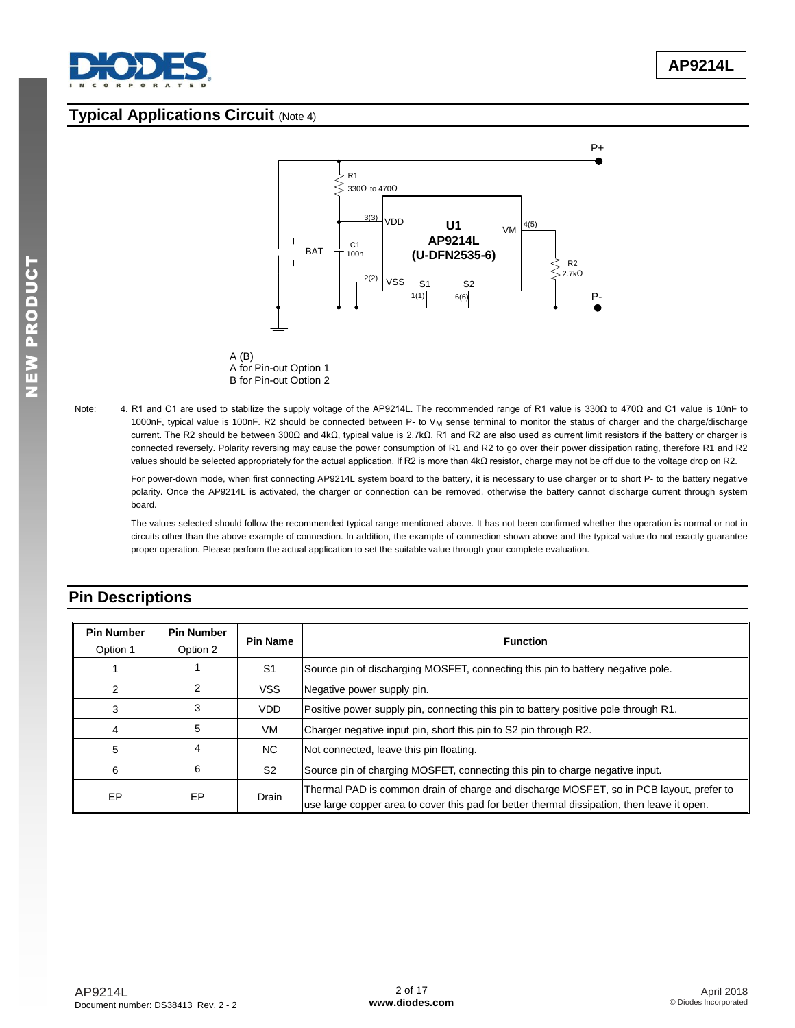## Typical Applications Circuit (Note 4)

A (B)
A for Pin-out Option 1
B for Pin-out Option 2

Note: 4. R1 and C1 are used to stabilize the supply voltage of the AP9214L. The recommended range of R1 value is 330Ω to 470Ω and C1 value is 10nF to 1000nF, typical value is 100nF. R2 should be connected between P- to $V_M$ sense terminal to monitor the status of charger and the charge/discharge current. The R2 should be between 300Ω and 4kΩ, typical value is 2.7kΩ. R1 and R2 are also used as current limit resistors if the battery or charger is connected reversely. Polarity reversing may cause the power consumption of R1 and R2 to go over their power dissipation rating, therefore R1 and R2 values should be selected appropriately for the actual application. If R2 is more than 4kΩ resistor, charge may not be off due to the voltage drop on R2.

For power-down mode, when first connecting AP9214L system board to the battery, it is necessary to use charger or to short P- to the battery negative polarity. Once the AP9214L is activated, the charger or connection can be removed, otherwise the battery cannot discharge current through system board.

The values selected should follow the recommended typical range mentioned above. It has not been confirmed whether the operation is normal or not in circuits other than the above example of connection. In addition, the example of connection shown above and the typical value do not exactly guarantee proper operation. Please perform the actual application to set the suitable value through your complete evaluation.

## Pin Descriptions

| Pin Number Option 1 | Pin Number Option 2 | Pin Name | Function |
|---|---|---|---|
| 1 | 1 | S1 | Source pin of discharging MOSFET, connecting this pin to battery negative pole. |
| 2 | 2 | VSS | Negative power supply pin. |
| 3 | 3 | VDD | Positive power supply pin, connecting this pin to battery positive pole through R1. |
| 4 | 5 | VM | Charger negative input pin, short this pin to S2 pin through R2. |
| 5 | 4 | NC | Not connected, leave this pin floating. |
| 6 | 6 | S2 | Source pin of charging MOSFET, connecting this pin to charge negative input. |
| EP | EP | Drain | Thermal PAD is common drain of charge and discharge MOSFET, so in PCB layout, prefer to use large copper area to cover this pad for better thermal dissipation, then leave it open. |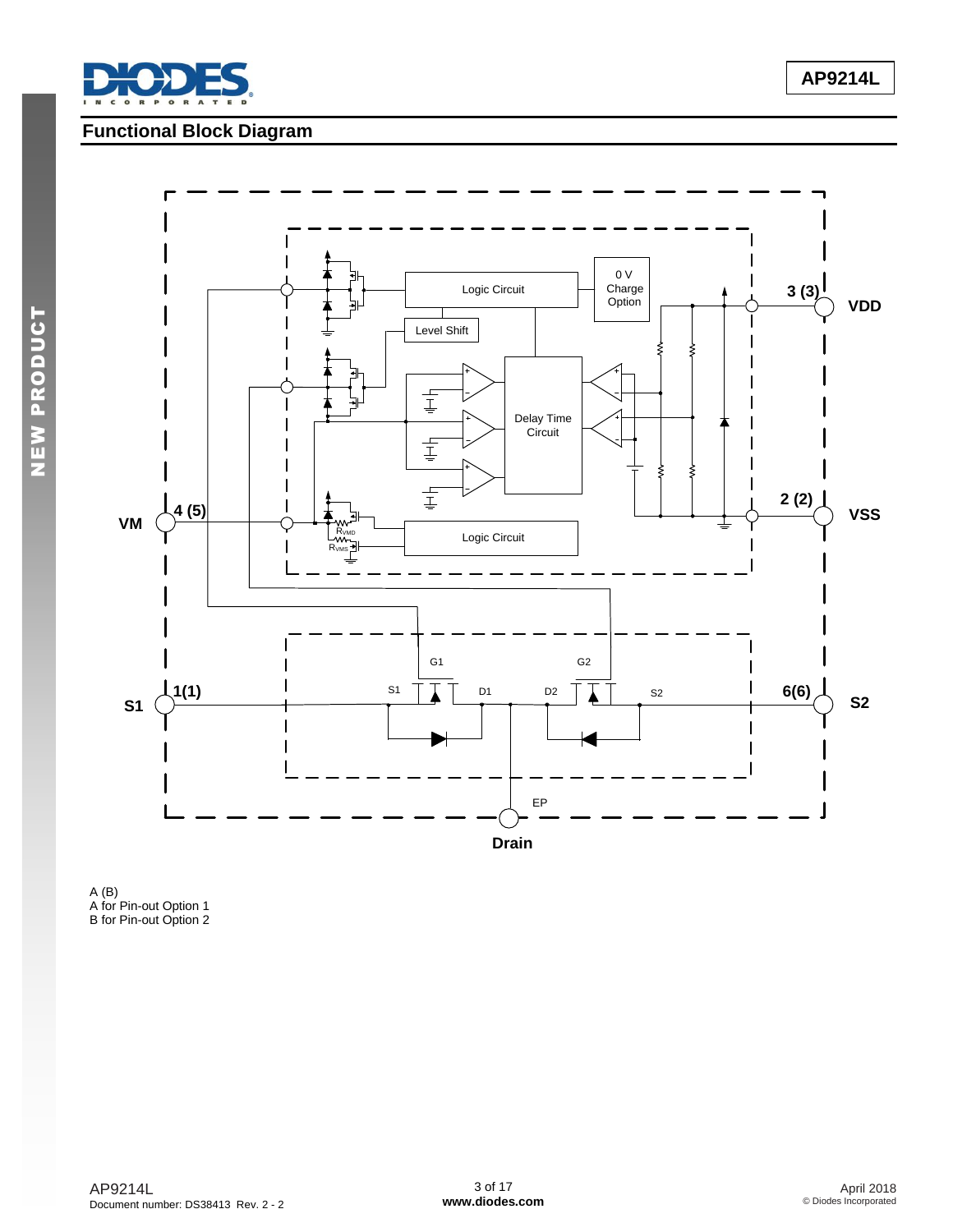## Functional Block Diagram

A (B)
A for Pin-out Option 1
B for Pin-out Option 2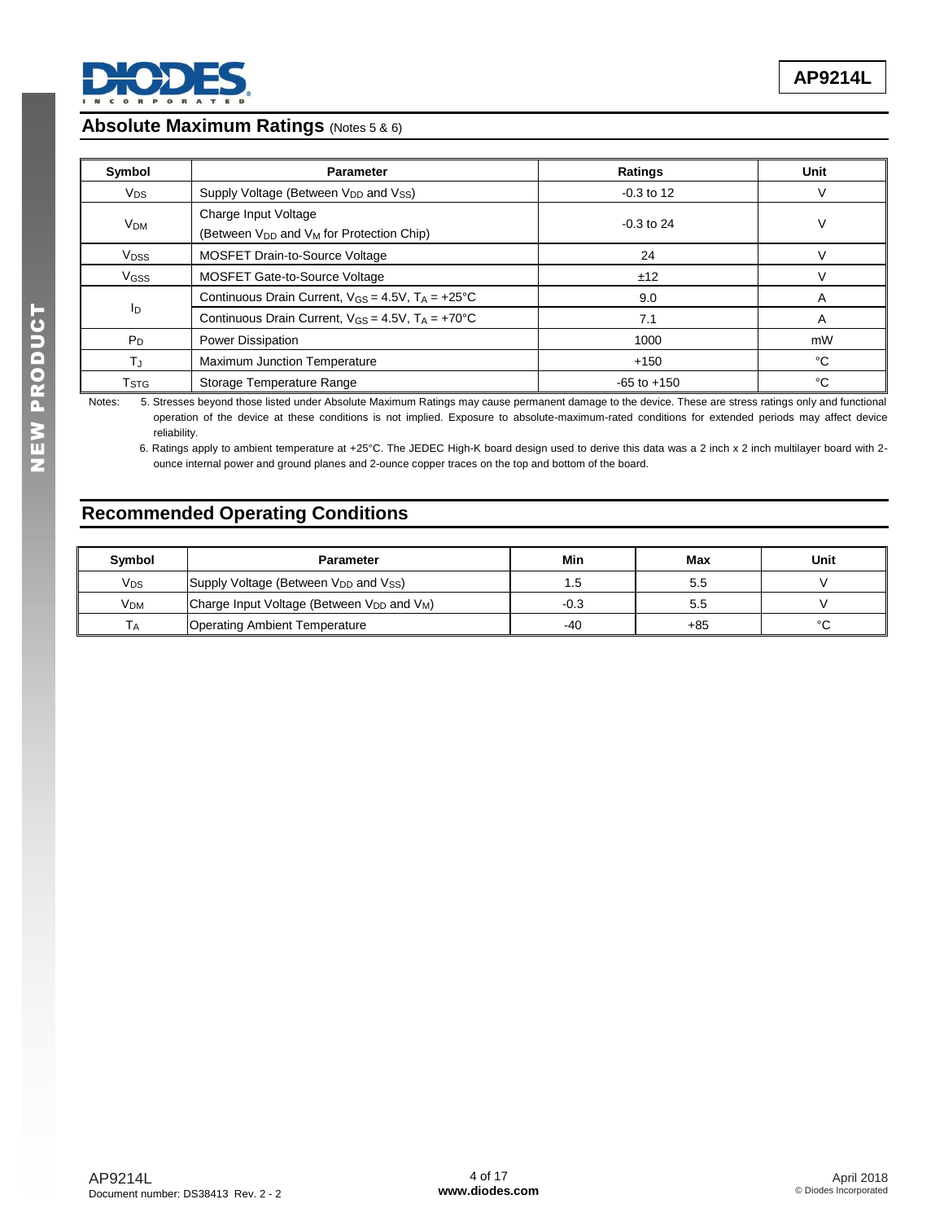## Absolute Maximum Ratings (Notes 5 & 6)

| Symbol | Parameter | Ratings | Unit |
|---|---|---|---|
| $V_{DS}$ | Supply Voltage (Between $V_{DD}$ and $V_{SS}$) | -0.3 to 12 | V |
| $V_{DM}$ | Charge Input Voltage (Between $V_{DD}$ and $V_M$ for Protection Chip) | -0.3 to 24 | V |
| $V_{DSS}$ | MOSFET Drain-to-Source Voltage | 24 | V |
| $V_{GSS}$ | MOSFET Gate-to-Source Voltage | ±12 | V |
| $I_D$ | Continuous Drain Current, $V_{GS}$ = 4.5V, $T_A$ = +25°C | 9.0 | A |
| | Continuous Drain Current, $V_{GS}$ = 4.5V, $T_A$ = +70°C | 7.1 | A |
| $P_D$ | Power Dissipation | 1000 | mW |
| $T_J$ | Maximum Junction Temperature | +150 | °C |
| $T_{STG}$ | Storage Temperature Range | -65 to +150 | °C |

Notes: 5. Stresses beyond those listed under Absolute Maximum Ratings may cause permanent damage to the device. These are stress ratings only and functional operation of the device at these conditions is not implied. Exposure to absolute-maximum-rated conditions for extended periods may affect device reliability.

6. Ratings apply to ambient temperature at +25°C. The JEDEC High-K board design used to derive this data was a 2 inch x 2 inch multilayer board with 2-ounce internal power and ground planes and 2-ounce copper traces on the top and bottom of the board.

## Recommended Operating Conditions

| Symbol | Parameter | Min | Max | Unit |
|---|---|---|---|---|
| $V_{DS}$ | Supply Voltage (Between $V_{DD}$ and $V_{SS}$) | 1.5 | 5.5 | V |
| $V_{DM}$ | Charge Input Voltage (Between $V_{DD}$ and $V_M$) | -0.3 | 5.5 | V |
| $T_A$ | Operating Ambient Temperature | -40 | +85 | °C |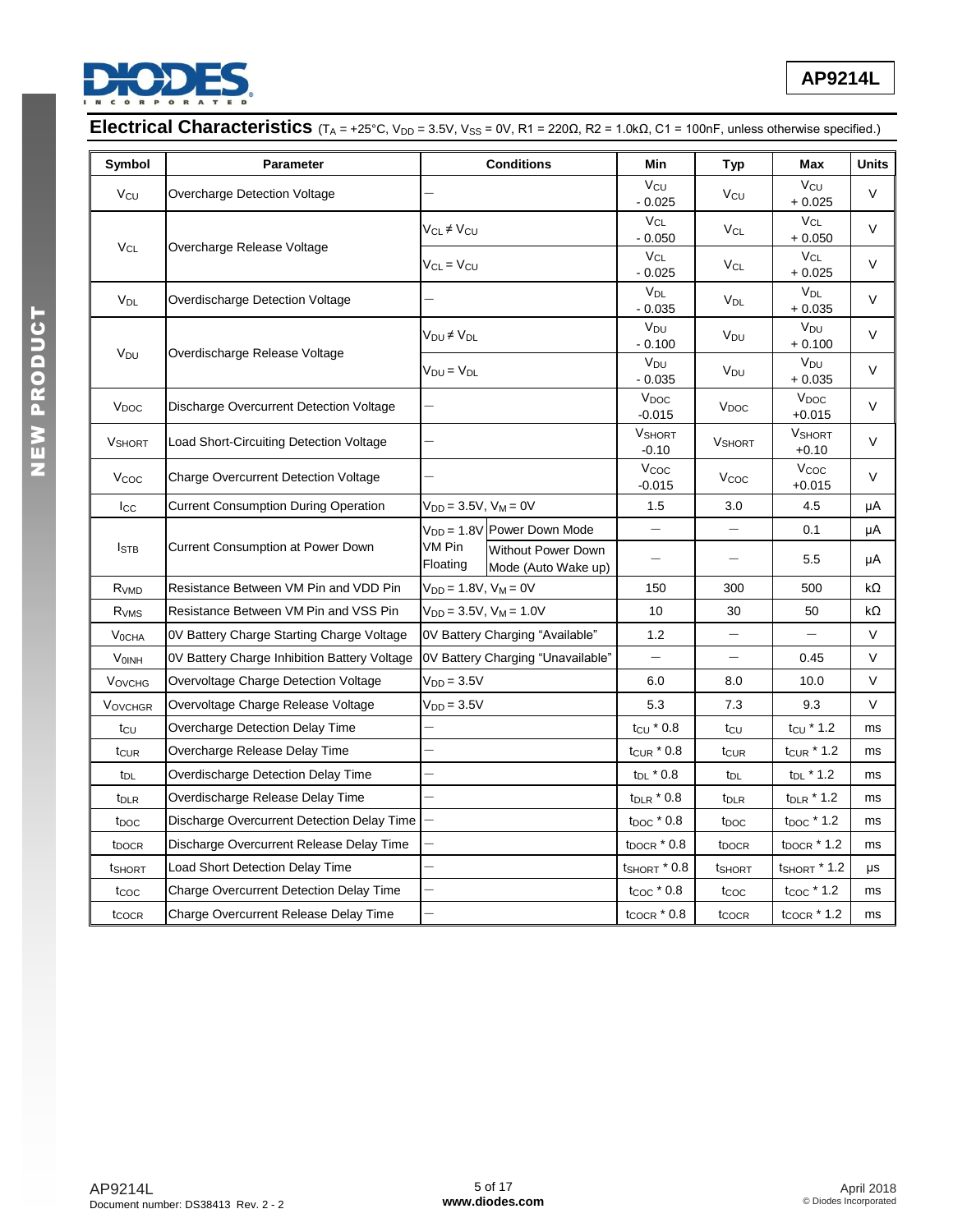## Electrical Characteristics ($T_A$ = +25°C, $V_{DD}$ = 3.5V, $V_{SS}$ = 0V, R1 = 220Ω, R2 = 1.0kΩ, C1 = 100nF, unless otherwise specified.)

| Symbol | Parameter | Conditions | | Min | Typ | Max | Units |
|---|---|---|---|---|---|---|---|
| $V_{CU}$ | Overcharge Detection Voltage | — | | $V_{CU}$ - 0.025 | $V_{CU}$ | $V_{CU}$ + 0.025 | V |
| $V_{CL}$ | Overcharge Release Voltage | $V_{CL} \neq V_{CU}$ | | $V_{CL}$ - 0.050 | $V_{CL}$ | $V_{CL}$ + 0.050 | V |
| | | $V_{CL} = V_{CU}$ | | $V_{CL}$ - 0.025 | $V_{CL}$ | $V_{CL}$ + 0.025 | V |
| $V_{DL}$ | Overdischarge Detection Voltage | — | | $V_{DL}$ - 0.035 | $V_{DL}$ | $V_{DL}$ + 0.035 | V |
| $V_{DU}$ | Overdischarge Release Voltage | $V_{DU} \neq V_{DL}$ | | $V_{DU}$ - 0.100 | $V_{DU}$ | $V_{DU}$ + 0.100 | V |
| | | $V_{DU} = V_{DL}$ | | $V_{DU}$ - 0.035 | $V_{DU}$ | $V_{DU}$ + 0.035 | V |
| $V_{DOC}$ | Discharge Overcurrent Detection Voltage | — | | $V_{DOC}$ -0.015 | $V_{DOC}$ | $V_{DOC}$ +0.015 | V |
| $V_{SHORT}$ | Load Short-Circuiting Detection Voltage | — | | $V_{SHORT}$ -0.10 | $V_{SHORT}$ | $V_{SHORT}$ +0.10 | V |
| $V_{COC}$ | Charge Overcurrent Detection Voltage | — | | $V_{COC}$ -0.015 | $V_{COC}$ | $V_{COC}$ +0.015 | V |
| $I_{CC}$ | Current Consumption During Operation | $V_{DD}$ = 3.5V, $V_M$ = 0V | | 1.5 | 3.0 | 4.5 | μA |
| $I_{STB}$ | Current Consumption at Power Down | $V_{DD}$ = 1.8V VM Pin Floating | Power Down Mode | — | — | 0.1 | μA |
| | | | Without Power Down Mode (Auto Wake up) | — | — | 5.5 | μA |
| $R_{VMD}$ | Resistance Between VM Pin and VDD Pin | $V_{DD}$ = 1.8V, $V_M$ = 0V | | 150 | 300 | 500 | kΩ |
| $R_{VMS}$ | Resistance Between VM Pin and VSS Pin | $V_{DD}$ = 3.5V, $V_M$ = 1.0V | | 10 | 30 | 50 | kΩ |
| $V_{0CHA}$ | 0V Battery Charge Starting Charge Voltage | 0V Battery Charging "Available" | | 1.2 | — | — | V |
| $V_{0INH}$ | 0V Battery Charge Inhibition Battery Voltage | 0V Battery Charging "Unavailable" | | — | — | 0.45 | V |
| $V_{OVCHG}$ | Overvoltage Charge Detection Voltage | $V_{DD}$ = 3.5V | | 6.0 | 8.0 | 10.0 | V |
| $V_{OVCHGR}$ | Overvoltage Charge Release Voltage | $V_{DD}$ = 3.5V | | 5.3 | 7.3 | 9.3 | V |
| $t_{CU}$ | Overcharge Detection Delay Time | — | | $t_{CU}$ * 0.8 | $t_{CU}$ | $t_{CU}$ * 1.2 | ms |
| $t_{CUR}$ | Overcharge Release Delay Time | — | | $t_{CUR}$ * 0.8 | $t_{CUR}$ | $t_{CUR}$ * 1.2 | ms |
| $t_{DL}$ | Overdischarge Detection Delay Time | — | | $t_{DL}$ * 0.8 | $t_{DL}$ | $t_{DL}$ * 1.2 | ms |
| $t_{DLR}$ | Overdischarge Release Delay Time | — | | $t_{DLR}$ * 0.8 | $t_{DLR}$ | $t_{DLR}$ * 1.2 | ms |
| $t_{DOC}$ | Discharge Overcurrent Detection Delay Time | — | | $t_{DOC}$ * 0.8 | $t_{DOC}$ | $t_{DOC}$ * 1.2 | ms |
| $t_{DOCR}$ | Discharge Overcurrent Release Delay Time | — | | $t_{DOCR}$ * 0.8 | $t_{DOCR}$ | $t_{DOCR}$ * 1.2 | ms |
| $t_{SHORT}$ | Load Short Detection Delay Time | — | | $t_{SHORT}$ * 0.8 | $t_{SHORT}$ | $t_{SHORT}$ * 1.2 | μs |
| $t_{COC}$ | Charge Overcurrent Detection Delay Time | — | | $t_{COC}$ * 0.8 | $t_{COC}$ | $t_{COC}$ * 1.2 | ms |
| $t_{COCR}$ | Charge Overcurrent Release Delay Time | — | | $t_{COCR}$ * 0.8 | $t_{COCR}$ | $t_{COCR}$ * 1.2 | ms |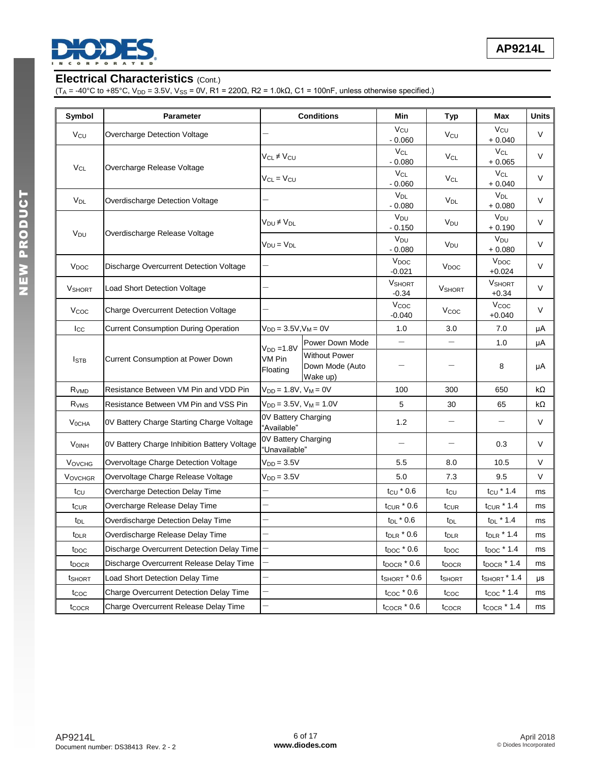## Electrical Characteristics (Cont.)

($T_A$ = -40°C to +85°C, $V_{DD}$ = 3.5V, $V_{SS}$ = 0V, R1 = 220Ω, R2 = 1.0kΩ, C1 = 100nF, unless otherwise specified.)

| Symbol | Parameter | Conditions | | Min | Typ | Max | Units |
|---|---|---|---|---|---|---|---|
| $V_{CU}$ | Overcharge Detection Voltage | — | | $V_{CU}$ - 0.060 | $V_{CU}$ | $V_{CU}$ + 0.040 | V |
| $V_{CL}$ | Overcharge Release Voltage | $V_{CL} \neq V_{CU}$ | | $V_{CL}$ - 0.080 | $V_{CL}$ | $V_{CL}$ + 0.065 | V |
| | | $V_{CL} = V_{CU}$ | | $V_{CL}$ - 0.060 | $V_{CL}$ | $V_{CL}$ + 0.040 | V |
| $V_{DL}$ | Overdischarge Detection Voltage | — | | $V_{DL}$ - 0.080 | $V_{DL}$ | $V_{DL}$ + 0.080 | V |
| $V_{DU}$ | Overdischarge Release Voltage | $V_{DU} \neq V_{DL}$ | | $V_{DU}$ - 0.150 | $V_{DU}$ | $V_{DU}$ + 0.190 | V |
| | | $V_{DU} = V_{DL}$ | | $V_{DU}$ - 0.080 | $V_{DU}$ | $V_{DU}$ + 0.080 | V |
| $V_{DOC}$ | Discharge Overcurrent Detection Voltage | — | | $V_{DOC}$ -0.021 | $V_{DOC}$ | $V_{DOC}$ +0.024 | V |
| $V_{SHORT}$ | Load Short Detection Voltage | — | | $V_{SHORT}$ -0.34 | $V_{SHORT}$ | $V_{SHORT}$ +0.34 | V |
| $V_{COC}$ | Charge Overcurrent Detection Voltage | — | | $V_{COC}$ -0.040 | $V_{COC}$ | $V_{COC}$ +0.040 | V |
| $I_{CC}$ | Current Consumption During Operation | $V_{DD}$ = 3.5V, $V_M$ = 0V | | 1.0 | 3.0 | 7.0 | μA |
| $I_{STB}$ | Current Consumption at Power Down | $V_{DD}$ =1.8V VM Pin Floating | Power Down Mode | — | — | 1.0 | μA |
| | | | Without Power Down Mode (Auto Wake up) | — | — | 8 | μA |
| $R_{VMD}$ | Resistance Between VM Pin and VDD Pin | $V_{DD}$ = 1.8V, $V_M$ = 0V | | 100 | 300 | 650 | kΩ |
| $R_{VMS}$ | Resistance Between VM Pin and VSS Pin | $V_{DD}$ = 3.5V, $V_M$ = 1.0V | | 5 | 30 | 65 | kΩ |
| $V_{0CHA}$ | 0V Battery Charge Starting Charge Voltage | 0V Battery Charging "Available" | | 1.2 | — | — | V |
| $V_{0INH}$ | 0V Battery Charge Inhibition Battery Voltage | 0V Battery Charging "Unavailable" | | — | — | 0.3 | V |
| $V_{OVCHG}$ | Overvoltage Charge Detection Voltage | $V_{DD}$ = 3.5V | | 5.5 | 8.0 | 10.5 | V |
| $V_{OVCHGR}$ | Overvoltage Charge Release Voltage | $V_{DD}$ = 3.5V | | 5.0 | 7.3 | 9.5 | V |
| $t_{CU}$ | Overcharge Detection Delay Time | — | | $t_{CU}$ * 0.6 | $t_{CU}$ | $t_{CU}$ * 1.4 | ms |
| $t_{CUR}$ | Overcharge Release Delay Time | — | | $t_{CUR}$ * 0.6 | $t_{CUR}$ | $t_{CUR}$ * 1.4 | ms |
| $t_{DL}$ | Overdischarge Detection Delay Time | — | | $t_{DL}$ * 0.6 | $t_{DL}$ | $t_{DL}$ * 1.4 | ms |
| $t_{DLR}$ | Overdischarge Release Delay Time | — | | $t_{DLR}$ * 0.6 | $t_{DLR}$ | $t_{DLR}$ * 1.4 | ms |
| $t_{DOC}$ | Discharge Overcurrent Detection Delay Time | — | | $t_{DOC}$ * 0.6 | $t_{DOC}$ | $t_{DOC}$ * 1.4 | ms |
| $t_{DOCR}$ | Discharge Overcurrent Release Delay Time | — | | $t_{DOCR}$ * 0.6 | $t_{DOCR}$ | $t_{DOCR}$ * 1.4 | ms |
| $t_{SHORT}$ | Load Short Detection Delay Time | — | | $t_{SHORT}$ * 0.6 | $t_{SHORT}$ | $t_{SHORT}$ * 1.4 | μs |
| $t_{COC}$ | Charge Overcurrent Detection Delay Time | — | | $t_{COC}$ * 0.6 | $t_{COC}$ | $t_{COC}$ * 1.4 | ms |
| $t_{COCR}$ | Charge Overcurrent Release Delay Time | — | | $t_{COCR}$ * 0.6 | $t_{COCR}$ | $t_{COCR}$ * 1.4 | ms |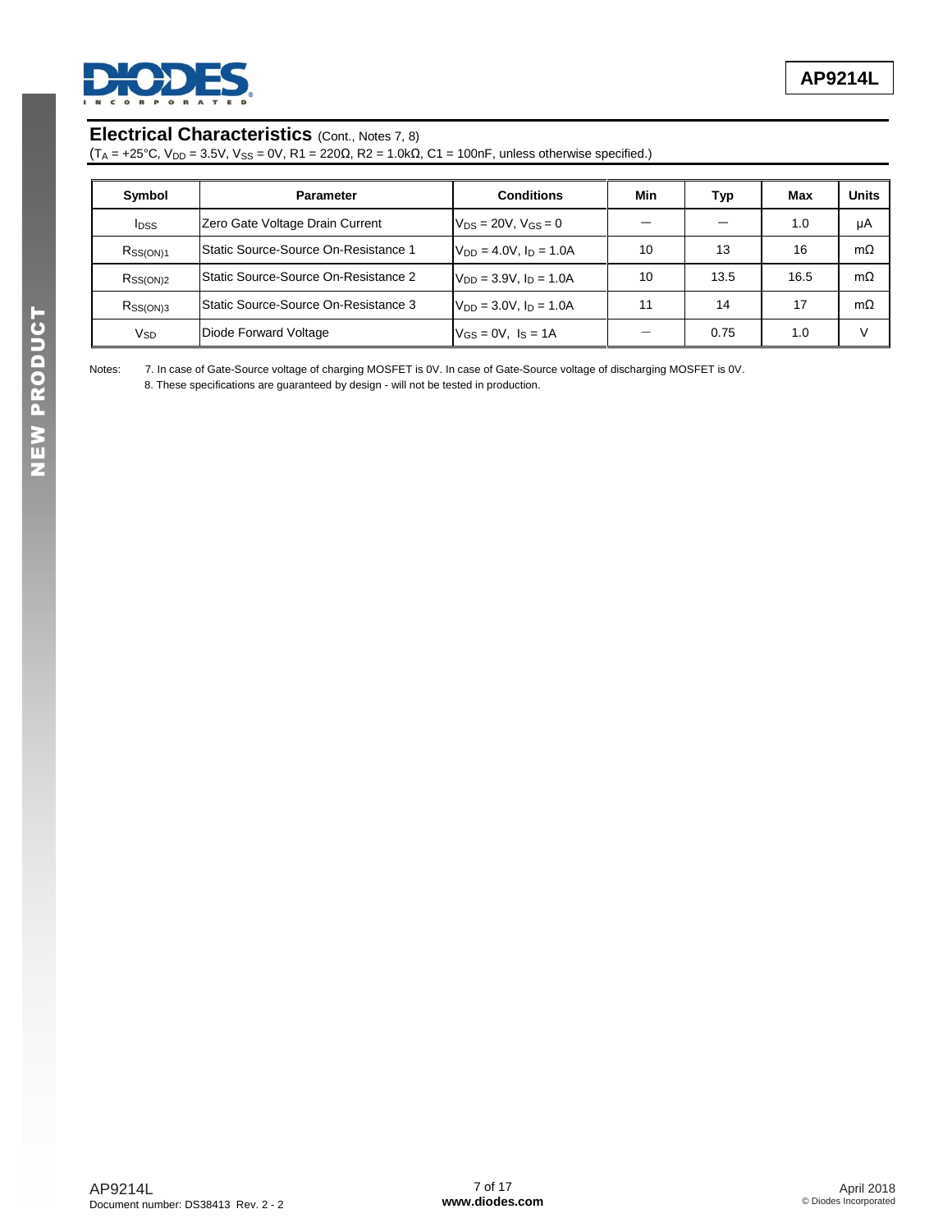## Electrical Characteristics (Cont., Notes 7, 8)

($T_A$ = +25°C, $V_{DD}$ = 3.5V, $V_{SS}$ = 0V, R1 = 220Ω, R2 = 1.0kΩ, C1 = 100nF, unless otherwise specified.)

| Symbol | Parameter | Conditions | Min | Typ | Max | Units |
|---|---|---|---|---|---|---|
| $I_{DSS}$ | Zero Gate Voltage Drain Current | $V_{DS}$ = 20V, $V_{GS}$ = 0 | — | — | 1.0 | μA |
| $R_{SS(ON)1}$ | Static Source-Source On-Resistance 1 | $V_{DD}$ = 4.0V, $I_D$ = 1.0A | 10 | 13 | 16 | mΩ |
| $R_{SS(ON)2}$ | Static Source-Source On-Resistance 2 | $V_{DD}$ = 3.9V, $I_D$ = 1.0A | 10 | 13.5 | 16.5 | mΩ |
| $R_{SS(ON)3}$ | Static Source-Source On-Resistance 3 | $V_{DD}$ = 3.0V, $I_D$ = 1.0A | 11 | 14 | 17 | mΩ |
| $V_{SD}$ | Diode Forward Voltage | $V_{GS}$ = 0V, $I_S$ = 1A | — | 0.75 | 1.0 | V |

Notes:
7. In case of Gate-Source voltage of charging MOSFET is 0V. In case of Gate-Source voltage of discharging MOSFET is 0V.
8. These specifications are guaranteed by design - will not be tested in production.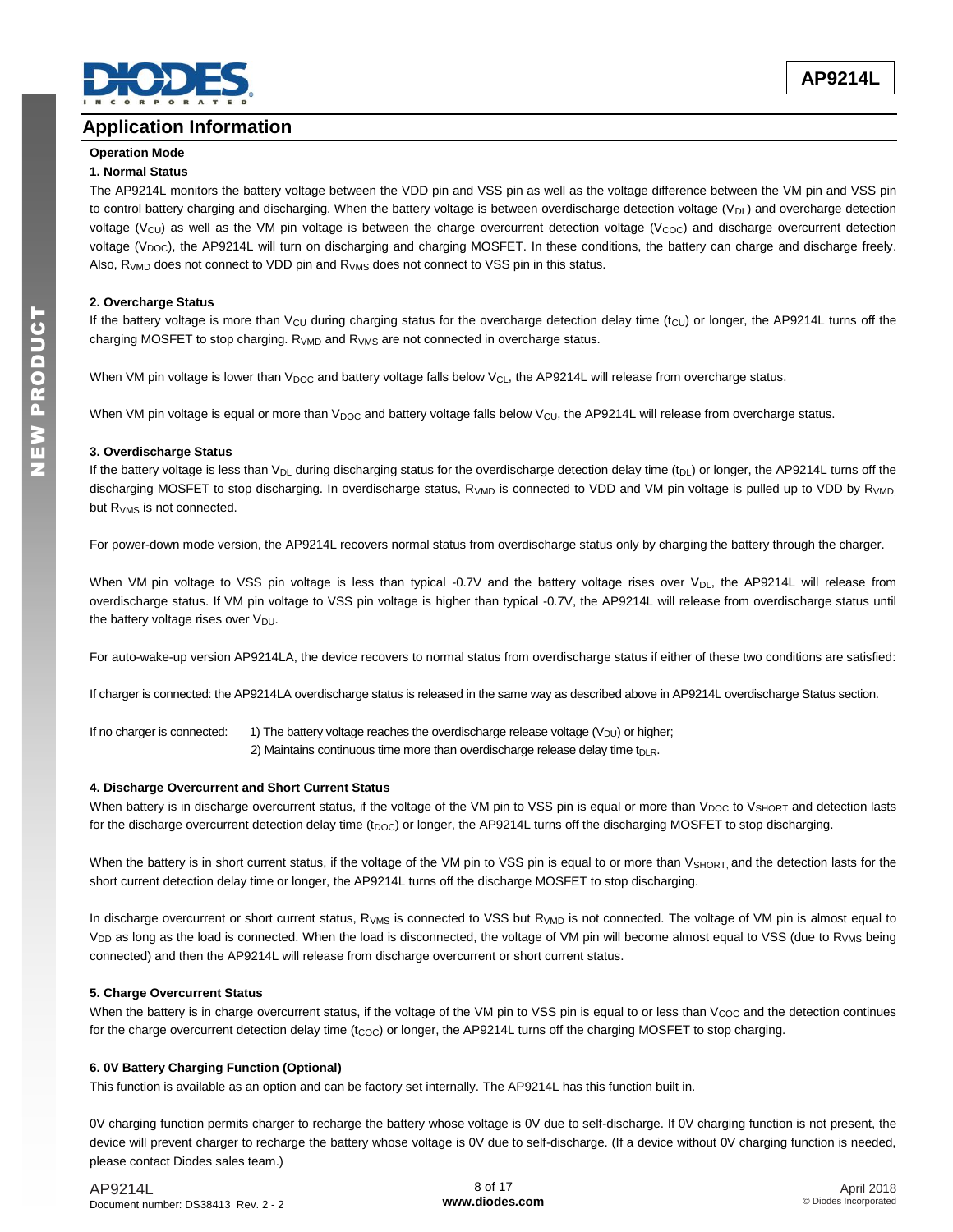## Application Information

**Operation Mode**

**1. Normal Status**

The AP9214L monitors the battery voltage between the VDD pin and VSS pin as well as the voltage difference between the VM pin and VSS pin to control battery charging and discharging. When the battery voltage is between overdischarge detection voltage ($V_{DL}$) and overcharge detection voltage ($V_{CU}$) as well as the VM pin voltage is between the charge overcurrent detection voltage ($V_{COC}$) and discharge overcurrent detection voltage ($V_{DOC}$), the AP9214L will turn on discharging and charging MOSFET. In these conditions, the battery can charge and discharge freely. Also, $R_{VMD}$ does not connect to VDD pin and $R_{VMS}$ does not connect to VSS pin in this status.

**2. Overcharge Status**

If the battery voltage is more than $V_{CU}$ during charging status for the overcharge detection delay time ($t_{CU}$) or longer, the AP9214L turns off the charging MOSFET to stop charging. $R_{VMD}$ and $R_{VMS}$ are not connected in overcharge status.

When VM pin voltage is lower than $V_{DOC}$ and battery voltage falls below $V_{CL}$, the AP9214L will release from overcharge status.

When VM pin voltage is equal or more than $V_{DOC}$ and battery voltage falls below $V_{CU}$, the AP9214L will release from overcharge status.

**3. Overdischarge Status**

If the battery voltage is less than $V_{DL}$ during discharging status for the overdischarge detection delay time ($t_{DL}$) or longer, the AP9214L turns off the discharging MOSFET to stop discharging. In overdischarge status, $R_{VMD}$ is connected to VDD and VM pin voltage is pulled up to VDD by $R_{VMD}$, but $R_{VMS}$ is not connected.

For power-down mode version, the AP9214L recovers normal status from overdischarge status only by charging the battery through the charger.

When VM pin voltage to VSS pin voltage is less than typical -0.7V and the battery voltage rises over $V_{DL}$, the AP9214L will release from overdischarge status. If VM pin voltage to VSS pin voltage is higher than typical -0.7V, the AP9214L will release from overdischarge status until the battery voltage rises over $V_{DU}$.

For auto-wake-up version AP9214LA, the device recovers to normal status from overdischarge status if either of these two conditions are satisfied:

If charger is connected: the AP9214LA overdischarge status is released in the same way as described above in AP9214L overdischarge Status section.

If no charger is connected: 1) The battery voltage reaches the overdischarge release voltage ($V_{DU}$) or higher;
2) Maintains continuous time more than overdischarge release delay time $t_{DLR}$.

**4. Discharge Overcurrent and Short Current Status**

When battery is in discharge overcurrent status, if the voltage of the VM pin to VSS pin is equal or more than $V_{DOC}$ to $V_{SHORT}$ and detection lasts for the discharge overcurrent detection delay time ($t_{DOC}$) or longer, the AP9214L turns off the discharging MOSFET to stop discharging.

When the battery is in short current status, if the voltage of the VM pin to VSS pin is equal to or more than $V_{SHORT}$, and the detection lasts for the short current detection delay time or longer, the AP9214L turns off the discharge MOSFET to stop discharging.

In discharge overcurrent or short current status, $R_{VMS}$ is connected to VSS but $R_{VMD}$ is not connected. The voltage of VM pin is almost equal to $V_{DD}$ as long as the load is connected. When the load is disconnected, the voltage of VM pin will become almost equal to VSS (due to $R_{VMS}$ being connected) and then the AP9214L will release from discharge overcurrent or short current status.

**5. Charge Overcurrent Status**

When the battery is in charge overcurrent status, if the voltage of the VM pin to VSS pin is equal to or less than $V_{COC}$ and the detection continues for the charge overcurrent detection delay time ($t_{COC}$) or longer, the AP9214L turns off the charging MOSFET to stop charging.

**6. 0V Battery Charging Function (Optional)**

This function is available as an option and can be factory set internally. The AP9214L has this function built in.

0V charging function permits charger to recharge the battery whose voltage is 0V due to self-discharge. If 0V charging function is not present, the device will prevent charger to recharge the battery whose voltage is 0V due to self-discharge. (If a device without 0V charging function is needed, please contact Diodes sales team.)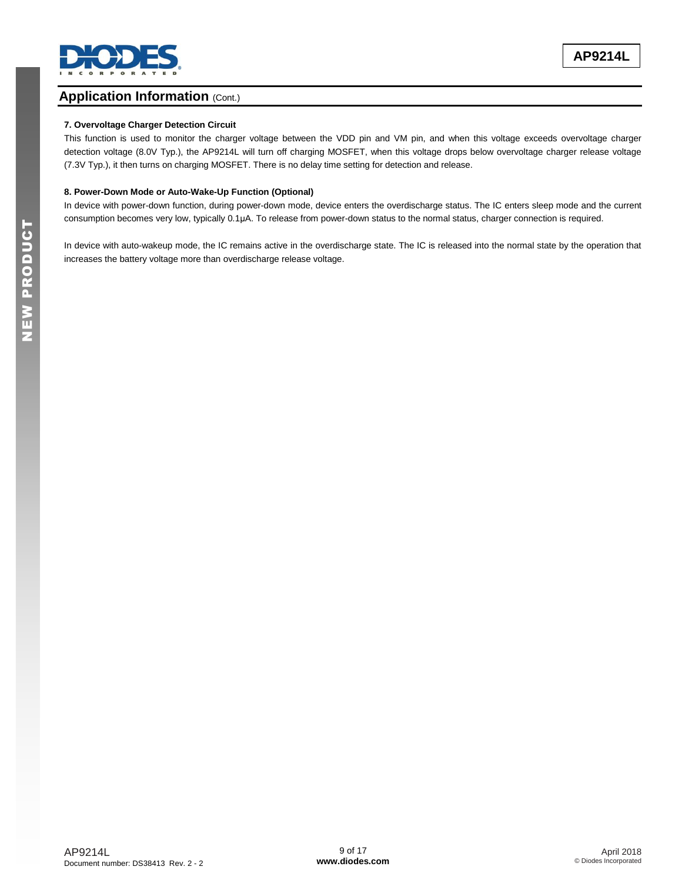## Application Information (Cont.)

### 7. Overvoltage Charger Detection Circuit

This function is used to monitor the charger voltage between the VDD pin and VM pin, and when this voltage exceeds overvoltage charger detection voltage (8.0V Typ.), the AP9214L will turn off charging MOSFET, when this voltage drops below overvoltage charger release voltage (7.3V Typ.), it then turns on charging MOSFET. There is no delay time setting for detection and release.

### 8. Power-Down Mode or Auto-Wake-Up Function (Optional)

In device with power-down function, during power-down mode, device enters the overdischarge status. The IC enters sleep mode and the current consumption becomes very low, typically 0.1μA. To release from power-down status to the normal status, charger connection is required.

In device with auto-wakeup mode, the IC remains active in the overdischarge state. The IC is released into the normal state by the operation that increases the battery voltage more than overdischarge release voltage.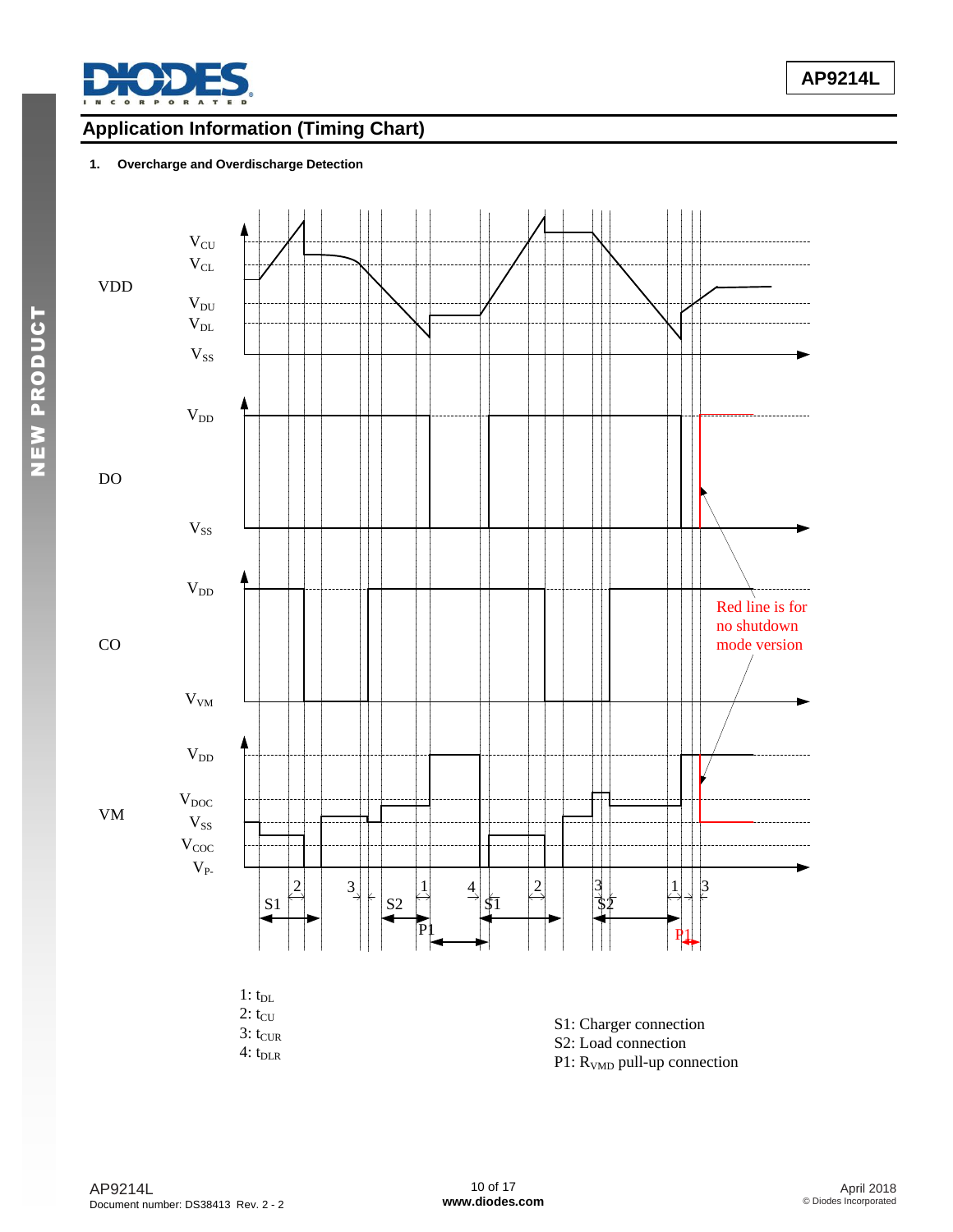## Application Information (Timing Chart)

**1. Overcharge and Overdischarge Detection**

VDD: $V_{CU}$, $V_{CL}$, $V_{DU}$, $V_{DL}$, $V_{SS}$

DO: $V_{DD}$, $V_{SS}$

CO: $V_{DD}$, $V_{VM}$

VM: $V_{DD}$, $V_{DOC}$, $V_{SS}$, $V_{COC}$, $V_{P-}$

Red line is for no shutdown mode version

1: $t_{DL}$
2: $t_{CU}$
3: $t_{CUR}$
4: $t_{DLR}$

S1: Charger connection
S2: Load connection
P1: $R_{VMD}$ pull-up connection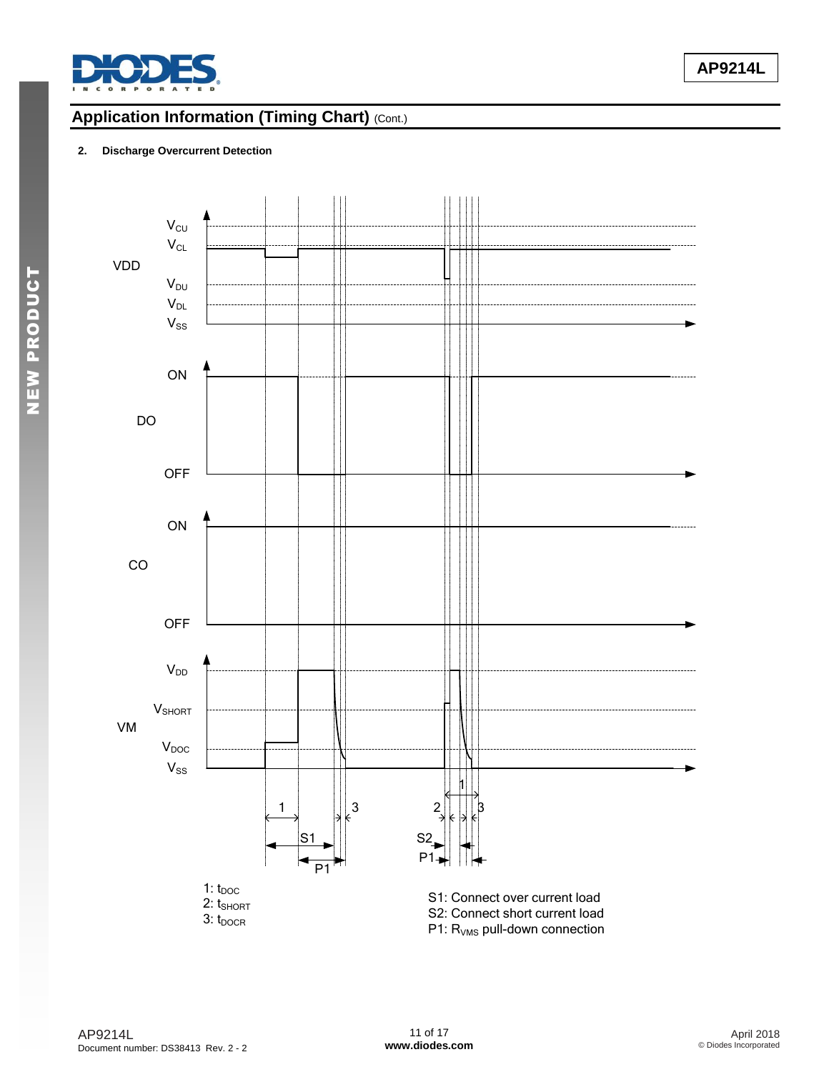## Application Information (Timing Chart) (Cont.)

**2. Discharge Overcurrent Detection**

VDD: $V_{CU}$, $V_{CL}$, $V_{DU}$, $V_{DL}$, $V_{SS}$

DO: ON, OFF

CO: ON, OFF

VM: $V_{DD}$, $V_{SHORT}$, $V_{DOC}$, $V_{SS}$

1, 3, 2, 1, 3

S1, P1, S2, P1

1: $t_{DOC}$
2: $t_{SHORT}$
3: $t_{DOCR}$

S1: Connect over current load
S2: Connect short current load
P1: $R_{VMS}$ pull-down connection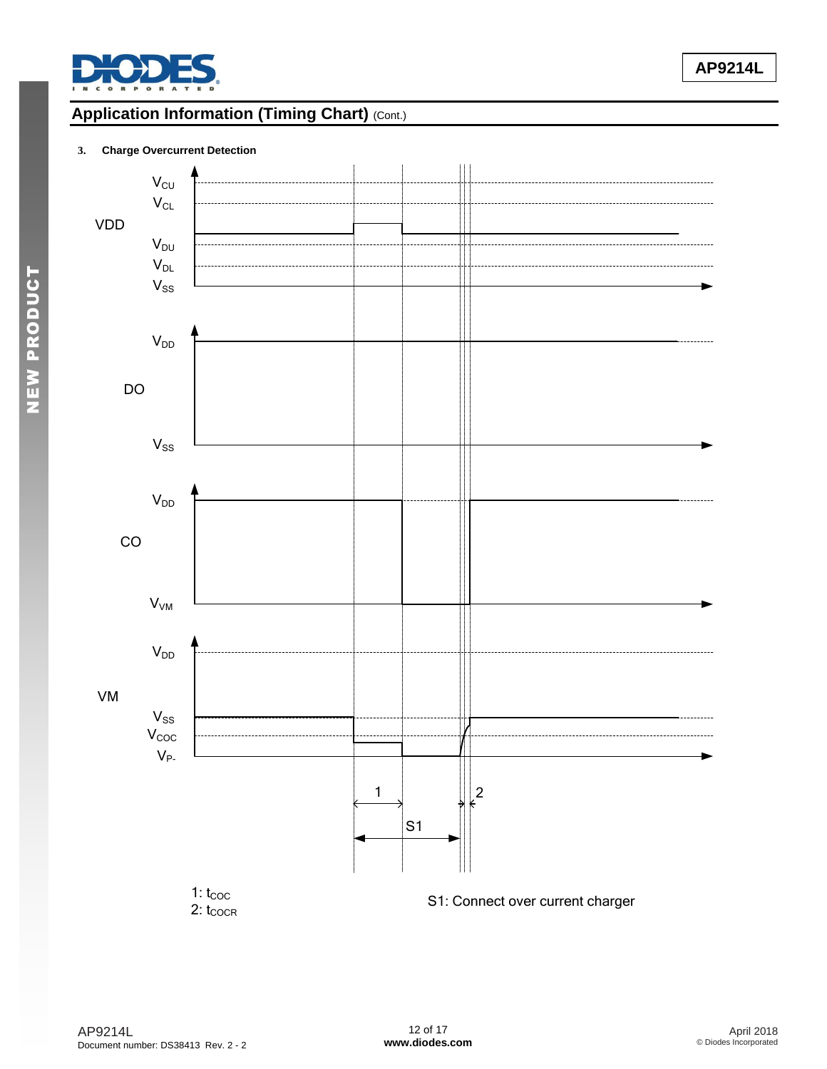## Application Information (Timing Chart) (Cont.)

**3. Charge Overcurrent Detection**

VDD: $V_{CU}$, $V_{CL}$, $V_{DU}$, $V_{DL}$, $V_{SS}$

DO: $V_{DD}$, $V_{SS}$

CO: $V_{DD}$, $V_{VM}$

VM: $V_{DD}$, $V_{SS}$, $V_{COC}$, $V_{P-}$

1, 2, S1

1: $t_{COC}$
2: $t_{COCR}$

S1: Connect over current charger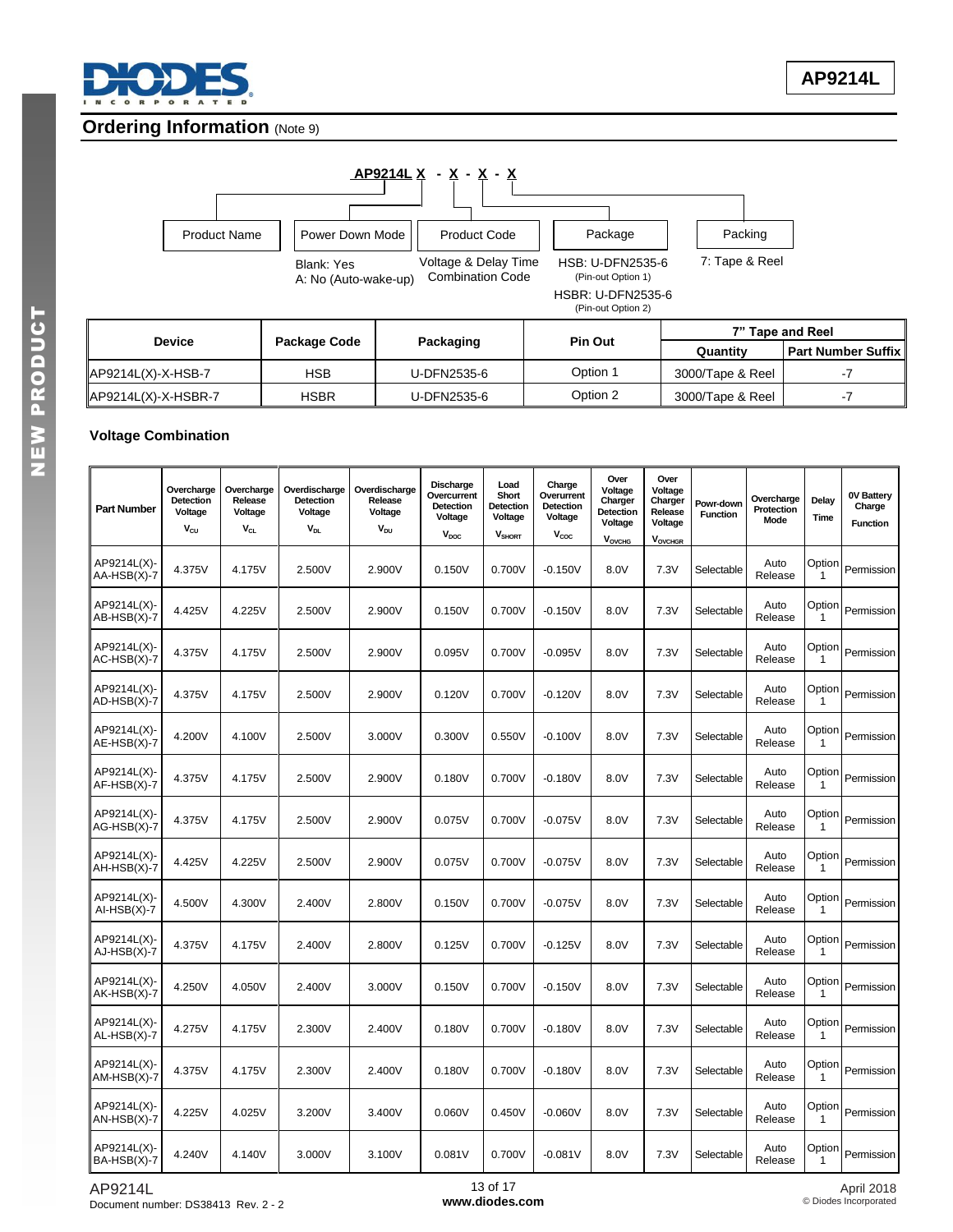## Ordering Information (Note 9)

**AP9214L X - X - X - X**

- Product Name
- Power Down Mode: Blank: Yes; A: No (Auto-wake-up)
- Product Code: Voltage & Delay Time Combination Code
- Package: HSB: U-DFN2535-6 (Pin-out Option 1); HSBR: U-DFN2535-6 (Pin-out Option 2)
- Packing: 7: Tape & Reel

| Device | Package Code | Packaging | Pin Out | 7" Tape and Reel | |
|---|---|---|---|---|---|
| | | | | Quantity | Part Number Suffix |
| AP9214L(X)-X-HSB-7 | HSB | U-DFN2535-6 | Option 1 | 3000/Tape & Reel | -7 |
| AP9214L(X)-X-HSBR-7 | HSBR | U-DFN2535-6 | Option 2 | 3000/Tape & Reel | -7 |

### Voltage Combination

| Part Number | Overcharge Detection Voltage $V_{CU}$ | Overcharge Release Voltage $V_{CL}$ | Overdischarge Detection Voltage $V_{DL}$ | Overdischarge Release Voltage $V_{DU}$ | Discharge Overcurrent Detection Voltage $V_{DOC}$ | Load Short Detection Voltage $V_{SHORT}$ | Charge Overurrent Detection Voltage $V_{COC}$ | Over Voltage Charger Detection Voltage $V_{OVCHG}$ | Over Voltage Charger Release Voltage $V_{OVCHGR}$ | Powr-down Function | Overcharge Protection Mode | Delay Time | 0V Battery Charge Function |
|---|---|---|---|---|---|---|---|---|---|---|---|---|---|
| AP9214L(X)-AA-HSB(X)-7 | 4.375V | 4.175V | 2.500V | 2.900V | 0.150V | 0.700V | -0.150V | 8.0V | 7.3V | Selectable | Auto Release | Option 1 | Permission |
| AP9214L(X)-AB-HSB(X)-7 | 4.425V | 4.225V | 2.500V | 2.900V | 0.150V | 0.700V | -0.150V | 8.0V | 7.3V | Selectable | Auto Release | Option 1 | Permission |
| AP9214L(X)-AC-HSB(X)-7 | 4.375V | 4.175V | 2.500V | 2.900V | 0.095V | 0.700V | -0.095V | 8.0V | 7.3V | Selectable | Auto Release | Option 1 | Permission |
| AP9214L(X)-AD-HSB(X)-7 | 4.375V | 4.175V | 2.500V | 2.900V | 0.120V | 0.700V | -0.120V | 8.0V | 7.3V | Selectable | Auto Release | Option 1 | Permission |
| AP9214L(X)-AE-HSB(X)-7 | 4.200V | 4.100V | 2.500V | 3.000V | 0.300V | 0.550V | -0.100V | 8.0V | 7.3V | Selectable | Auto Release | Option 1 | Permission |
| AP9214L(X)-AF-HSB(X)-7 | 4.375V | 4.175V | 2.500V | 2.900V | 0.180V | 0.700V | -0.180V | 8.0V | 7.3V | Selectable | Auto Release | Option 1 | Permission |
| AP9214L(X)-AG-HSB(X)-7 | 4.375V | 4.175V | 2.500V | 2.900V | 0.075V | 0.700V | -0.075V | 8.0V | 7.3V | Selectable | Auto Release | Option 1 | Permission |
| AP9214L(X)-AH-HSB(X)-7 | 4.425V | 4.225V | 2.500V | 2.900V | 0.075V | 0.700V | -0.075V | 8.0V | 7.3V | Selectable | Auto Release | Option 1 | Permission |
| AP9214L(X)-AI-HSB(X)-7 | 4.500V | 4.300V | 2.400V | 2.800V | 0.150V | 0.700V | -0.075V | 8.0V | 7.3V | Selectable | Auto Release | Option 1 | Permission |
| AP9214L(X)-AJ-HSB(X)-7 | 4.375V | 4.175V | 2.400V | 2.800V | 0.125V | 0.700V | -0.125V | 8.0V | 7.3V | Selectable | Auto Release | Option 1 | Permission |
| AP9214L(X)-AK-HSB(X)-7 | 4.250V | 4.050V | 2.400V | 3.000V | 0.150V | 0.700V | -0.150V | 8.0V | 7.3V | Selectable | Auto Release | Option 1 | Permission |
| AP9214L(X)-AL-HSB(X)-7 | 4.275V | 4.175V | 2.300V | 2.400V | 0.180V | 0.700V | -0.180V | 8.0V | 7.3V | Selectable | Auto Release | Option 1 | Permission |
| AP9214L(X)-AM-HSB(X)-7 | 4.375V | 4.175V | 2.300V | 2.400V | 0.180V | 0.700V | -0.180V | 8.0V | 7.3V | Selectable | Auto Release | Option 1 | Permission |
| AP9214L(X)-AN-HSB(X)-7 | 4.225V | 4.025V | 3.200V | 3.400V | 0.060V | 0.450V | -0.060V | 8.0V | 7.3V | Selectable | Auto Release | Option 1 | Permission |
| AP9214L(X)-BA-HSB(X)-7 | 4.240V | 4.140V | 3.000V | 3.100V | 0.081V | 0.700V | -0.081V | 8.0V | 7.3V | Selectable | Auto Release | Option 1 | Permission |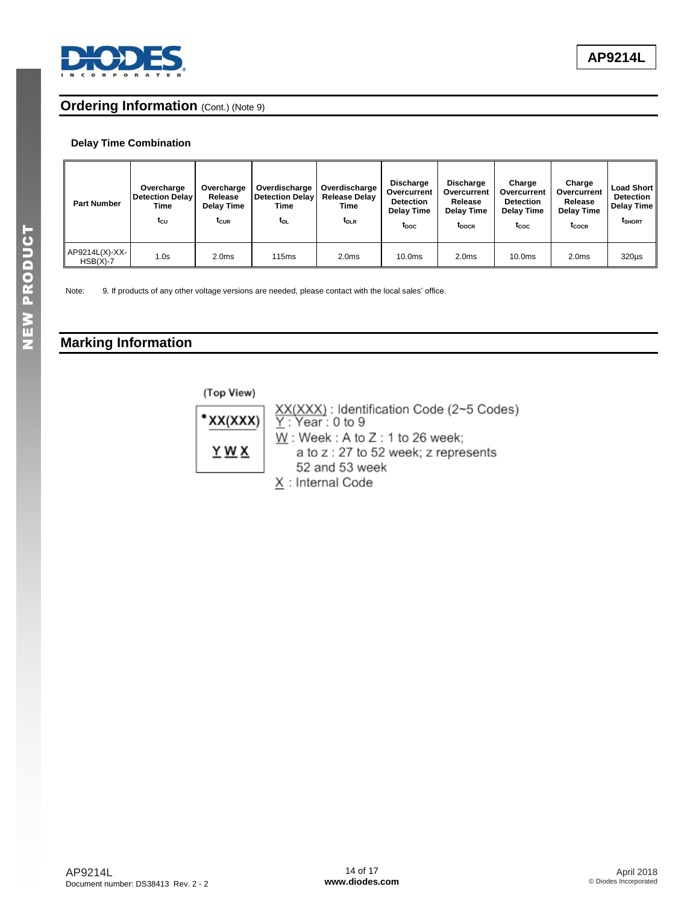## Ordering Information (Cont.) (Note 9)

**Delay Time Combination**

| Part Number | Overcharge Detection Delay Time $t_{CU}$ | Overcharge Release Delay Time $t_{CUR}$ | Overdischarge Detection Delay Time $t_{DL}$ | Overdischarge Release Delay Time $t_{DLR}$ | Discharge Overcurrent Detection Delay Time $t_{DOC}$ | Discharge Overcurrent Release Delay Time $t_{DOCR}$ | Charge Overcurrent Detection Delay Time $t_{COC}$ | Charge Overcurrent Release Delay Time $t_{COCR}$ | Load Short Detection Delay Time $t_{SHORT}$ |
|---|---|---|---|---|---|---|---|---|---|
| AP9214L(X)-XX-HSB(X)-7 | 1.0s | 2.0ms | 115ms | 2.0ms | 10.0ms | 2.0ms | 10.0ms | 2.0ms | 320µs |

Note: 9. If products of any other voltage versions are needed, please contact with the local sales' office.

## Marking Information

(Top View)

```
•XX(XXX)
 Y W X
```

XX(XXX) : Identification Code (2~5 Codes)
Y : Year : 0 to 9
W : Week : A to Z : 1 to 26 week;
a to z : 27 to 52 week; z represents 52 and 53 week
X : Internal Code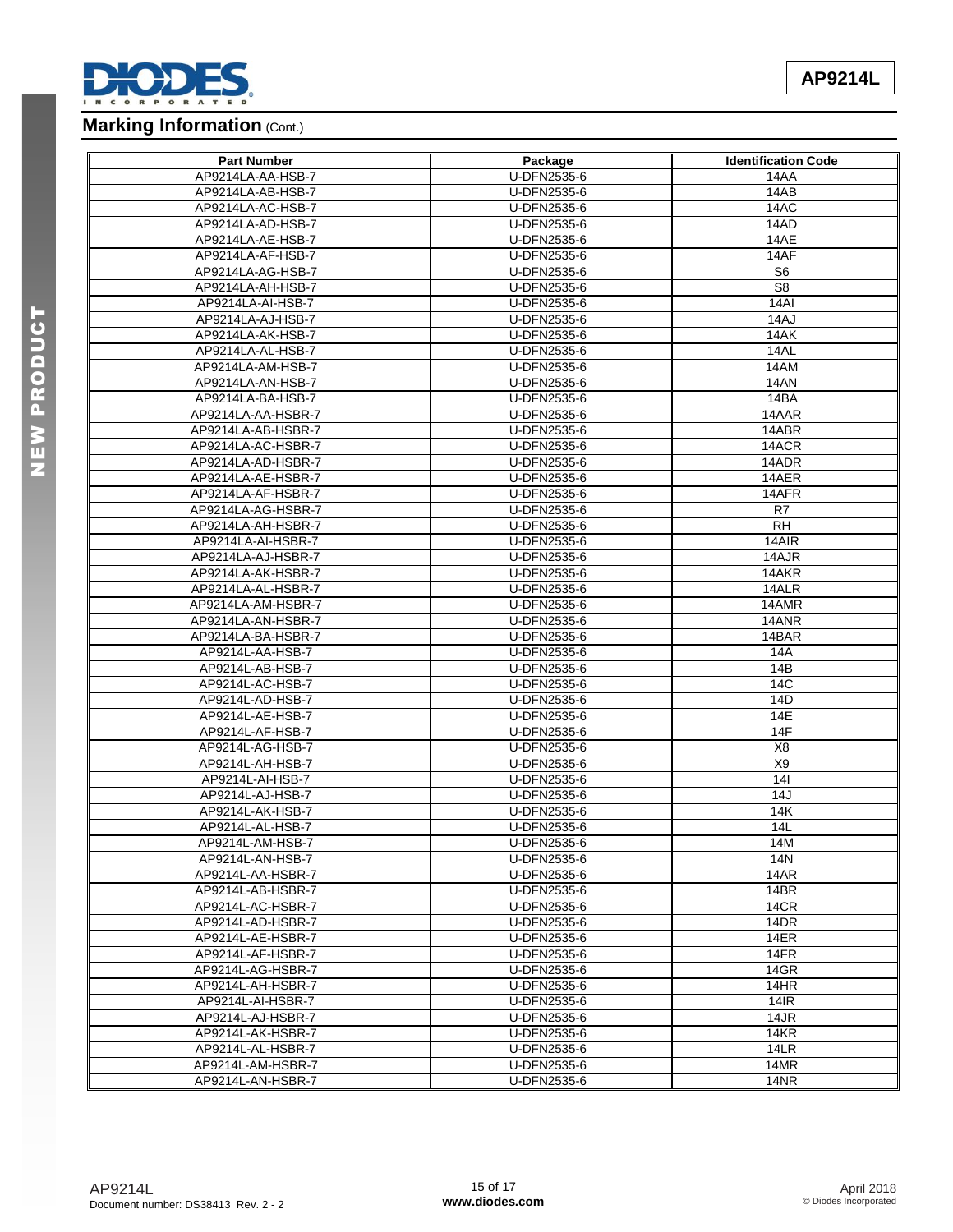## Marking Information (Cont.)

| Part Number | Package | Identification Code |
|---|---|---|
| AP9214LA-AA-HSB-7 | U-DFN2535-6 | 14AA |
| AP9214LA-AB-HSB-7 | U-DFN2535-6 | 14AB |
| AP9214LA-AC-HSB-7 | U-DFN2535-6 | 14AC |
| AP9214LA-AD-HSB-7 | U-DFN2535-6 | 14AD |
| AP9214LA-AE-HSB-7 | U-DFN2535-6 | 14AE |
| AP9214LA-AF-HSB-7 | U-DFN2535-6 | 14AF |
| AP9214LA-AG-HSB-7 | U-DFN2535-6 | S6 |
| AP9214LA-AH-HSB-7 | U-DFN2535-6 | S8 |
| AP9214LA-AI-HSB-7 | U-DFN2535-6 | 14AI |
| AP9214LA-AJ-HSB-7 | U-DFN2535-6 | 14AJ |
| AP9214LA-AK-HSB-7 | U-DFN2535-6 | 14AK |
| AP9214LA-AL-HSB-7 | U-DFN2535-6 | 14AL |
| AP9214LA-AM-HSB-7 | U-DFN2535-6 | 14AM |
| AP9214LA-AN-HSB-7 | U-DFN2535-6 | 14AN |
| AP9214LA-BA-HSB-7 | U-DFN2535-6 | 14BA |
| AP9214LA-AA-HSBR-7 | U-DFN2535-6 | 14AAR |
| AP9214LA-AB-HSBR-7 | U-DFN2535-6 | 14ABR |
| AP9214LA-AC-HSBR-7 | U-DFN2535-6 | 14ACR |
| AP9214LA-AD-HSBR-7 | U-DFN2535-6 | 14ADR |
| AP9214LA-AE-HSBR-7 | U-DFN2535-6 | 14AER |
| AP9214LA-AF-HSBR-7 | U-DFN2535-6 | 14AFR |
| AP9214LA-AG-HSBR-7 | U-DFN2535-6 | R7 |
| AP9214LA-AH-HSBR-7 | U-DFN2535-6 | RH |
| AP9214LA-AI-HSBR-7 | U-DFN2535-6 | 14AIR |
| AP9214LA-AJ-HSBR-7 | U-DFN2535-6 | 14AJR |
| AP9214LA-AK-HSBR-7 | U-DFN2535-6 | 14AKR |
| AP9214LA-AL-HSBR-7 | U-DFN2535-6 | 14ALR |
| AP9214LA-AM-HSBR-7 | U-DFN2535-6 | 14AMR |
| AP9214LA-AN-HSBR-7 | U-DFN2535-6 | 14ANR |
| AP9214LA-BA-HSBR-7 | U-DFN2535-6 | 14BAR |
| AP9214L-AA-HSB-7 | U-DFN2535-6 | 14A |
| AP9214L-AB-HSB-7 | U-DFN2535-6 | 14B |
| AP9214L-AC-HSB-7 | U-DFN2535-6 | 14C |
| AP9214L-AD-HSB-7 | U-DFN2535-6 | 14D |
| AP9214L-AE-HSB-7 | U-DFN2535-6 | 14E |
| AP9214L-AF-HSB-7 | U-DFN2535-6 | 14F |
| AP9214L-AG-HSB-7 | U-DFN2535-6 | X8 |
| AP9214L-AH-HSB-7 | U-DFN2535-6 | X9 |
| AP9214L-AI-HSB-7 | U-DFN2535-6 | 14I |
| AP9214L-AJ-HSB-7 | U-DFN2535-6 | 14J |
| AP9214L-AK-HSB-7 | U-DFN2535-6 | 14K |
| AP9214L-AL-HSB-7 | U-DFN2535-6 | 14L |
| AP9214L-AM-HSB-7 | U-DFN2535-6 | 14M |
| AP9214L-AN-HSB-7 | U-DFN2535-6 | 14N |
| AP9214L-AA-HSBR-7 | U-DFN2535-6 | 14AR |
| AP9214L-AB-HSBR-7 | U-DFN2535-6 | 14BR |
| AP9214L-AC-HSBR-7 | U-DFN2535-6 | 14CR |
| AP9214L-AD-HSBR-7 | U-DFN2535-6 | 14DR |
| AP9214L-AE-HSBR-7 | U-DFN2535-6 | 14ER |
| AP9214L-AF-HSBR-7 | U-DFN2535-6 | 14FR |
| AP9214L-AG-HSBR-7 | U-DFN2535-6 | 14GR |
| AP9214L-AH-HSBR-7 | U-DFN2535-6 | 14HR |
| AP9214L-AI-HSBR-7 | U-DFN2535-6 | 14IR |
| AP9214L-AJ-HSBR-7 | U-DFN2535-6 | 14JR |
| AP9214L-AK-HSBR-7 | U-DFN2535-6 | 14KR |
| AP9214L-AL-HSBR-7 | U-DFN2535-6 | 14LR |
| AP9214L-AM-HSBR-7 | U-DFN2535-6 | 14MR |
| AP9214L-AN-HSBR-7 | U-DFN2535-6 | 14NR |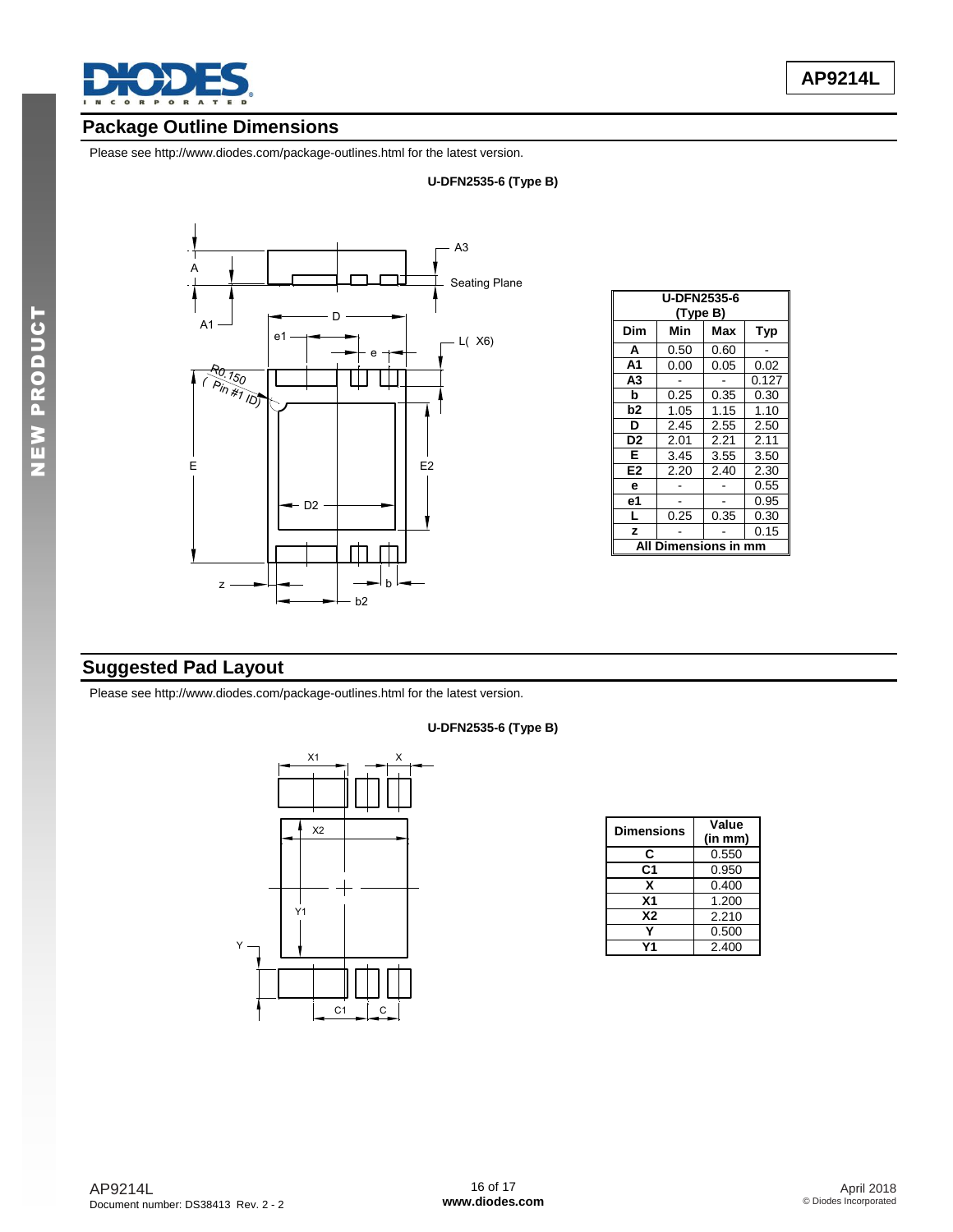## Package Outline Dimensions

Please see http://www.diodes.com/package-outlines.html for the latest version.

**U-DFN2535-6 (Type B)**

| U-DFN2535-6 (Type B) | | | |
|---|---|---|---|
| **Dim** | **Min** | **Max** | **Typ** |
| **A** | 0.50 | 0.60 | - |
| **A1** | 0.00 | 0.05 | 0.02 |
| **A3** | - | - | 0.127 |
| **b** | 0.25 | 0.35 | 0.30 |
| **b2** | 1.05 | 1.15 | 1.10 |
| **D** | 2.45 | 2.55 | 2.50 |
| **D2** | 2.01 | 2.21 | 2.11 |
| **E** | 3.45 | 3.55 | 3.50 |
| **E2** | 2.20 | 2.40 | 2.30 |
| **e** | - | - | 0.55 |
| **e1** | - | - | 0.95 |
| **L** | 0.25 | 0.35 | 0.30 |
| **z** | - | - | 0.15 |
| **All Dimensions in mm** | | | |

## Suggested Pad Layout

Please see http://www.diodes.com/package-outlines.html for the latest version.

**U-DFN2535-6 (Type B)**

| Dimensions | Value (in mm) |
|---|---|
| **C** | 0.550 |
| **C1** | 0.950 |
| **X** | 0.400 |
| **X1** | 1.200 |
| **X2** | 2.210 |
| **Y** | 0.500 |
| **Y1** | 2.400 |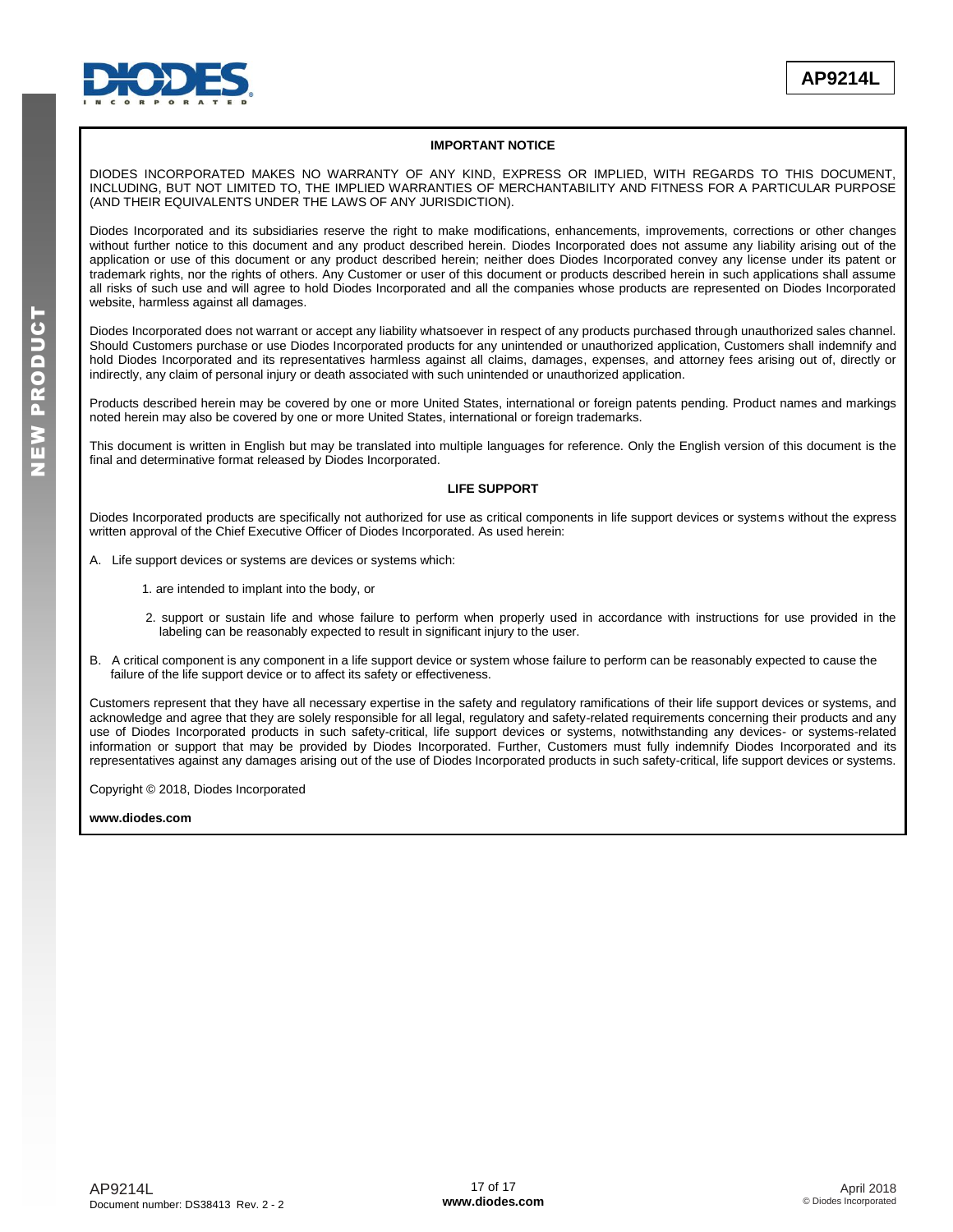## IMPORTANT NOTICE

DIODES INCORPORATED MAKES NO WARRANTY OF ANY KIND, EXPRESS OR IMPLIED, WITH REGARDS TO THIS DOCUMENT, INCLUDING, BUT NOT LIMITED TO, THE IMPLIED WARRANTIES OF MERCHANTABILITY AND FITNESS FOR A PARTICULAR PURPOSE (AND THEIR EQUIVALENTS UNDER THE LAWS OF ANY JURISDICTION).

Diodes Incorporated and its subsidiaries reserve the right to make modifications, enhancements, improvements, corrections or other changes without further notice to this document and any product described herein. Diodes Incorporated does not assume any liability arising out of the application or use of this document or any product described herein; neither does Diodes Incorporated convey any license under its patent or trademark rights, nor the rights of others. Any Customer or user of this document or products described herein in such applications shall assume all risks of such use and will agree to hold Diodes Incorporated and all the companies whose products are represented on Diodes Incorporated website, harmless against all damages.

Diodes Incorporated does not warrant or accept any liability whatsoever in respect of any products purchased through unauthorized sales channel. Should Customers purchase or use Diodes Incorporated products for any unintended or unauthorized application, Customers shall indemnify and hold Diodes Incorporated and its representatives harmless against all claims, damages, expenses, and attorney fees arising out of, directly or indirectly, any claim of personal injury or death associated with such unintended or unauthorized application.

Products described herein may be covered by one or more United States, international or foreign patents pending. Product names and markings noted herein may also be covered by one or more United States, international or foreign trademarks.

This document is written in English but may be translated into multiple languages for reference. Only the English version of this document is the final and determinative format released by Diodes Incorporated.

## LIFE SUPPORT

Diodes Incorporated products are specifically not authorized for use as critical components in life support devices or systems without the express written approval of the Chief Executive Officer of Diodes Incorporated. As used herein:

A. Life support devices or systems are devices or systems which:

1. are intended to implant into the body, or

2. support or sustain life and whose failure to perform when properly used in accordance with instructions for use provided in the labeling can be reasonably expected to result in significant injury to the user.

B. A critical component is any component in a life support device or system whose failure to perform can be reasonably expected to cause the failure of the life support device or to affect its safety or effectiveness.

Customers represent that they have all necessary expertise in the safety and regulatory ramifications of their life support devices or systems, and acknowledge and agree that they are solely responsible for all legal, regulatory and safety-related requirements concerning their products and any use of Diodes Incorporated products in such safety-critical, life support devices or systems, notwithstanding any devices- or systems-related information or support that may be provided by Diodes Incorporated. Further, Customers must fully indemnify Diodes Incorporated and its representatives against any damages arising out of the use of Diodes Incorporated products in such safety-critical, life support devices or systems.

Copyright © 2018, Diodes Incorporated

**www.diodes.com**